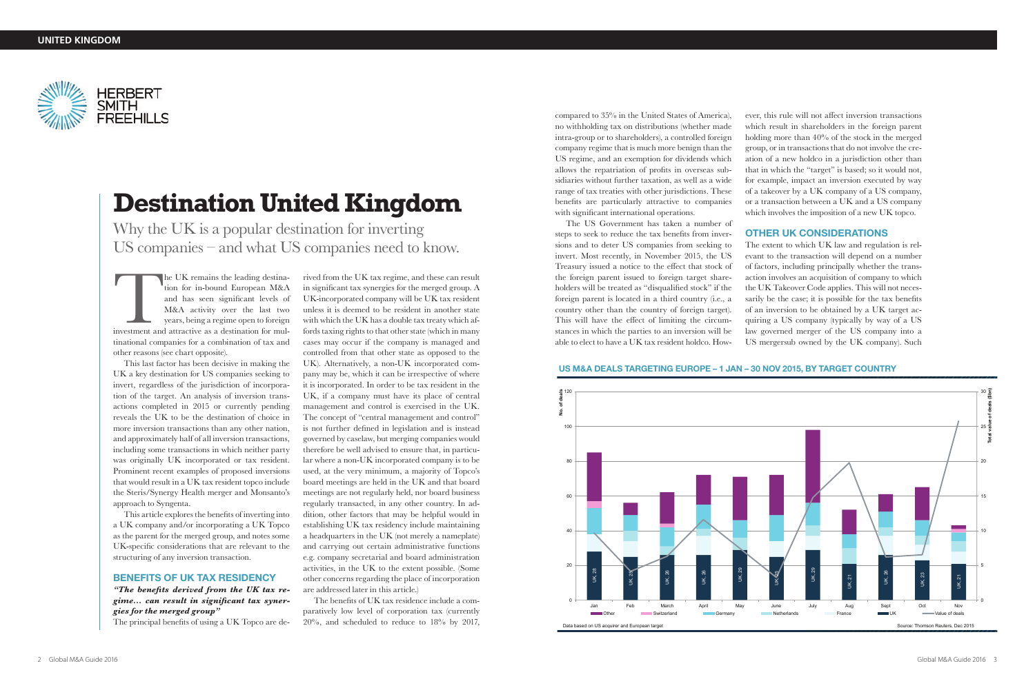# Destination United Kingdom

Why the UK is a popular destination for inverting US companies – and what US companies need to know.

The UK remains the leading destination for in-bound European M&A and has seen significant levels of M&A activity over the last two years, being a regime open to foreign investment and attractive as a destination for multinational companies for a combination of tax and other reasons (see chart opposite).

This last factor has been decisive in making the UK a key destination for US companies seeking to invert, regardless of the jurisdiction of incorporation of the target. An analysis of inversion transactions completed in 2015 or currently pending reveals the UK to be the destination of choice in more inversion transactions than any other nation, and approximately half of all inversion transactions, including some transactions in which neither party was originally UK incorporated or tax resident. Prominent recent examples of proposed inversions that would result in a UK tax resident topco include the Steris/Synergy Health merger and Monsanto's approach to Syngenta.

This article explores the benefits of inverting into a UK company and/or incorporating a UK Topco as the parent for the merged group, and notes some UK-specific considerations that are relevant to the structuring of any inversion transaction.

## BENEFITS OF UK TAX RESIDENCY

***"The benefits derived from the UK tax regime... can result in significant tax synergies for the merged group"***

The principal benefits of using a UK Topco are derived from the UK tax regime, and these can result in significant tax synergies for the merged group. A UK-incorporated company will be UK tax resident unless it is deemed to be resident in another state with which the UK has a double tax treaty which affords taxing rights to that other state (which in many cases may occur if the company is managed and controlled from that other state as opposed to the UK). Alternatively, a non-UK incorporated company may be, which it can be irrespective of where it is incorporated. In order to be tax resident in the UK, if a company must have its place of central management and control is exercised in the UK. The concept of "central management and control" is not further defined in legislation and is instead governed by caselaw, but merging companies would therefore be well advised to ensure that, in particular where a non-UK incorporated company is to be used, at the very minimum, a majority of Topco's board meetings are held in the UK and that board meetings are not regularly held, nor board business regularly transacted, in any other country. In addition, other factors that may be helpful would in establishing UK tax residency include maintaining a headquarters in the UK (not merely a nameplate) and carrying out certain administrative functions e.g. company secretarial and board administration activities, in the UK to the extent possible. (Some other concerns regarding the place of incorporation are addressed later in this article.)

The benefits of UK tax residence include a comparatively low level of corporation tax (currently 20%, and scheduled to reduce to 18% by 2017, compared to 35% in the United States of America), no withholding tax on distributions (whether made intra-group or to shareholders), a controlled foreign company regime that is much more benign than the US regime, and an exemption for dividends which allows the repatriation of profits in overseas subsidiaries without further taxation, as well as a wide range of tax treaties with other jurisdictions. These benefits are particularly attractive to companies with significant international operations.

The US Government has taken a number of steps to seek to reduce the tax benefits from inversions and to deter US companies from seeking to invert. Most recently, in November 2015, the US Treasury issued a notice to the effect that stock of the foreign parent issued to foreign target shareholders will be treated as "disqualified stock" if the foreign parent is located in a third country (i.e., a country other than the country of foreign target). This will have the effect of limiting the circumstances in which the parties to an inversion will be able to elect to have a UK tax resident holdco. However, this rule will not affect inversion transactions which result in shareholders in the foreign parent holding more than 40% of the stock in the merged group, or in transactions that do not involve the creation of a new holdco in a jurisdiction other than that in which the "target" is based; so it would not, for example, impact an inversion executed by way of a takeover by a UK company of a US company, or a transaction between a UK and a US company which involves the imposition of a new UK topco.

## OTHER UK CONSIDERATIONS

The extent to which UK law and regulation is relevant to the transaction will depend on a number of factors, including principally whether the transaction involves an acquisition of company to which the UK Takeover Code applies. This will not necessarily be the case; it is possible for the tax benefits of an inversion to be obtained by a UK target acquiring a US company (typically by way of a US law governed merger of the US company into a US mergersub owned by the UK company). Such

### US M&A DEALS TARGETING EUROPE – 1 JAN – 30 NOV 2015, BY TARGET COUNTRY

| Month | UK (no. of deals) |
|---|---|
| Jan | 28 |
| Feb | 25 |
| March | 26 |
| April | 26 |
| May | 29 |
| June | 25 |
| July | 29 |
| Aug | 21 |
| Sept | 26 |
| Oct | 23 |
| Nov | 21 |

Legend: Other, Switzerland, Germany, Netherlands, France, UK, Value of deals

Left axis: No. of deals (0–120); Right axis: Total value of deals ($bn) (0–30)

Data based on US acquirer and European target

Source: Thomson Reuters, Dec 2015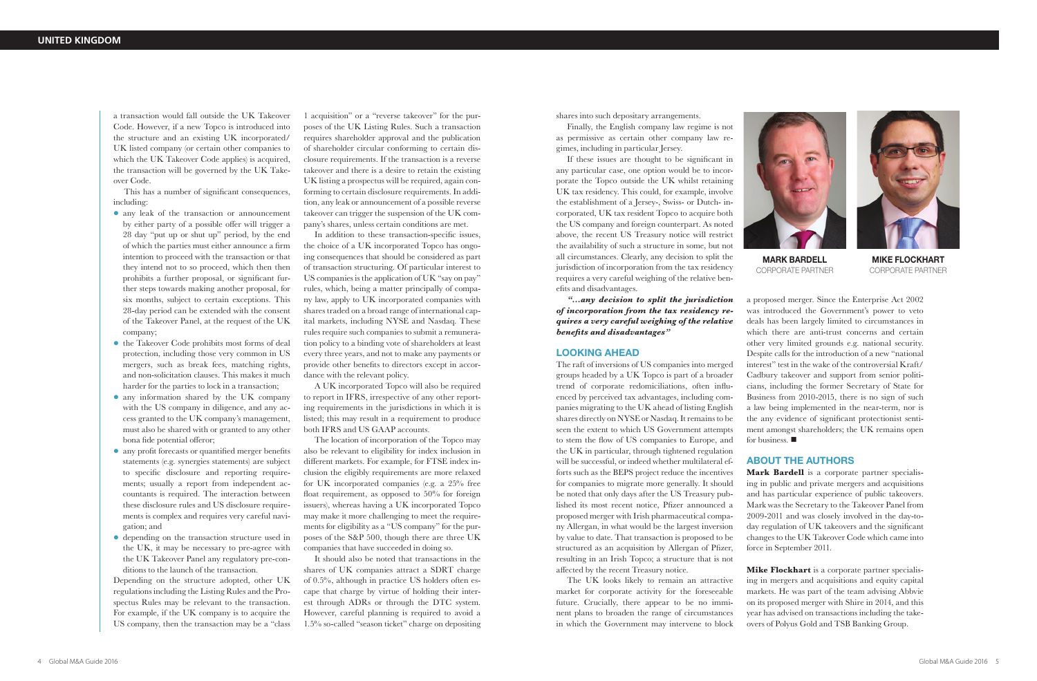a transaction would fall outside the UK Takeover Code. However, if a new Topco is introduced into the structure and an existing UK incorporated/ UK listed company (or certain other companies to which the UK Takeover Code applies) is acquired, the transaction will be governed by the UK Takeover Code.

This has a number of significant consequences, including:

- any leak of the transaction or announcement by either party of a possible offer will trigger a 28 day "put up or shut up" period, by the end of which the parties must either announce a firm intention to proceed with the transaction or that they intend not to so proceed, which then then prohibits a further proposal, or significant further steps towards making another proposal, for six months, subject to certain exceptions. This 28-day period can be extended with the consent of the Takeover Panel, at the request of the UK company;
- the Takeover Code prohibits most forms of deal protection, including those very common in US mergers, such as break fees, matching rights, and non-solicitation clauses. This makes it much harder for the parties to lock in a transaction;
- any information shared by the UK company with the US company in diligence, and any access granted to the UK company's management, must also be shared with or granted to any other bona fide potential offeror;
- any profit forecasts or quantified merger benefits statements (e.g. synergies statements) are subject to specific disclosure and reporting requirements; usually a report from independent accountants is required. The interaction between these disclosure rules and US disclosure requirements is complex and requires very careful navigation; and
- depending on the transaction structure used in the UK, it may be necessary to pre-agree with the UK Takeover Panel any regulatory pre-conditions to the launch of the transaction.

Depending on the structure adopted, other UK regulations including the Listing Rules and the Prospectus Rules may be relevant to the transaction. For example, if the UK company is to acquire the US company, then the transaction may be a "class 1 acquisition" or a "reverse takeover" for the purposes of the UK Listing Rules. Such a transaction requires shareholder approval and the publication of shareholder circular conforming to certain disclosure requirements. If the transaction is a reverse takeover and there is a desire to retain the existing UK listing a prospectus will be required, again conforming to certain disclosure requirements. In addition, any leak or announcement of a possible reverse takeover can trigger the suspension of the UK company's shares, unless certain conditions are met.

In addition to these transaction-specific issues, the choice of a UK incorporated Topco has ongoing consequences that should be considered as part of transaction structuring. Of particular interest to US companies is the application of UK "say on pay" rules, which, being a matter principally of company law, apply to UK incorporated companies with shares traded on a broad range of international capital markets, including NYSE and Nasdaq. These rules require such companies to submit a remuneration policy to a binding vote of shareholders at least every three years, and not to make any payments or provide other benefits to directors except in accordance with the relevant policy.

A UK incorporated Topco will also be required to report in IFRS, irrespective of any other reporting requirements in the jurisdictions in which it is listed; this may result in a requirement to produce both IFRS and US GAAP accounts.

The location of incorporation of the Topco may also be relevant to eligibility for index inclusion in different markets. For example, for FTSE index inclusion the eligibly requirements are more relaxed for UK incorporated companies (e.g. a 25% free float requirement, as opposed to 50% for foreign issuers), whereas having a UK incorporated Topco may make it more challenging to meet the requirements for eligibility as a "US company" for the purposes of the S&P 500, though there are three UK companies that have succeeded in doing so.

It should also be noted that transactions in the shares of UK companies attract a SDRT charge of 0.5%, although in practice US holders often escape that charge by virtue of holding their interest through ADRs or through the DTC system. However, careful planning is required to avoid a 1.5% so-called "season ticket" charge on depositing shares into such depositary arrangements.

Finally, the English company law regime is not as permissive as certain other company law regimes, including in particular Jersey.

If these issues are thought to be significant in any particular case, one option would be to incorporate the Topco outside the UK whilst retaining UK tax residency. This could, for example, involve the establishment of a Jersey-, Swiss- or Dutch- incorporated, UK tax resident Topco to acquire both the US company and foreign counterpart. As noted above, the recent US Treasury notice will restrict the availability of such a structure in some, but not all circumstances. Clearly, any decision to split the jurisdiction of incorporation from the tax residency requires a very careful weighing of the relative benefits and disadvantages.

***"...any decision to split the jurisdiction of incorporation from the tax residency requires a very careful weighing of the relative benefits and disadvantages"***

## LOOKING AHEAD

The raft of inversions of US companies into merged groups headed by a UK Topco is part of a broader trend of corporate redomiciliations, often influenced by perceived tax advantages, including companies migrating to the UK ahead of listing English shares directly on NYSE or Nasdaq. It remains to be seen the extent to which US Government attempts to stem the flow of US companies to Europe, and the UK in particular, through tightened regulation will be successful, or indeed whether multilateral efforts such as the BEPS project reduce the incentives for companies to migrate more generally. It should be noted that only days after the US Treasury published its most recent notice, Pfizer announced a proposed merger with Irish pharmaceutical company Allergan, in what would be the largest inversion by value to date. That transaction is proposed to be structured as an acquisition by Allergan of Pfizer, resulting in an Irish Topco; a structure that is not affected by the recent Treasury notice.

The UK looks likely to remain an attractive market for corporate activity for the foreseeable future. Crucially, there appear to be no imminent plans to broaden the range of circumstances in which the Government may intervene to block a proposed merger. Since the Enterprise Act 2002 was introduced the Government's power to veto deals has been largely limited to circumstances in which there are anti-trust concerns and certain other very limited grounds e.g. national security. Despite calls for the introduction of a new "national interest" test in the wake of the controversial Kraft/ Cadbury takeover and support from senior politicians, including the former Secretary of State for Business from 2010-2015, there is no sign of such a law being implemented in the near-term, nor is the any evidence of significant protectionist sentiment amongst shareholders; the UK remains open for business. ■

**MARK BARDELL**
CORPORATE PARTNER

**MIKE FLOCKHART**
CORPORATE PARTNER

## ABOUT THE AUTHORS

**Mark Bardell** is a corporate partner specialising in public and private mergers and acquisitions and has particular experience of public takeovers. Mark was the Secretary to the Takeover Panel from 2009-2011 and was closely involved in the day-to-day regulation of UK takeovers and the significant changes to the UK Takeover Code which came into force in September 2011.

**Mike Flockhart** is a corporate partner specialising in mergers and acquisitions and equity capital markets. He was part of the team advising Abbvie on its proposed merger with Shire in 2014, and this year has advised on transactions including the takeovers of Polyus Gold and TSB Banking Group.